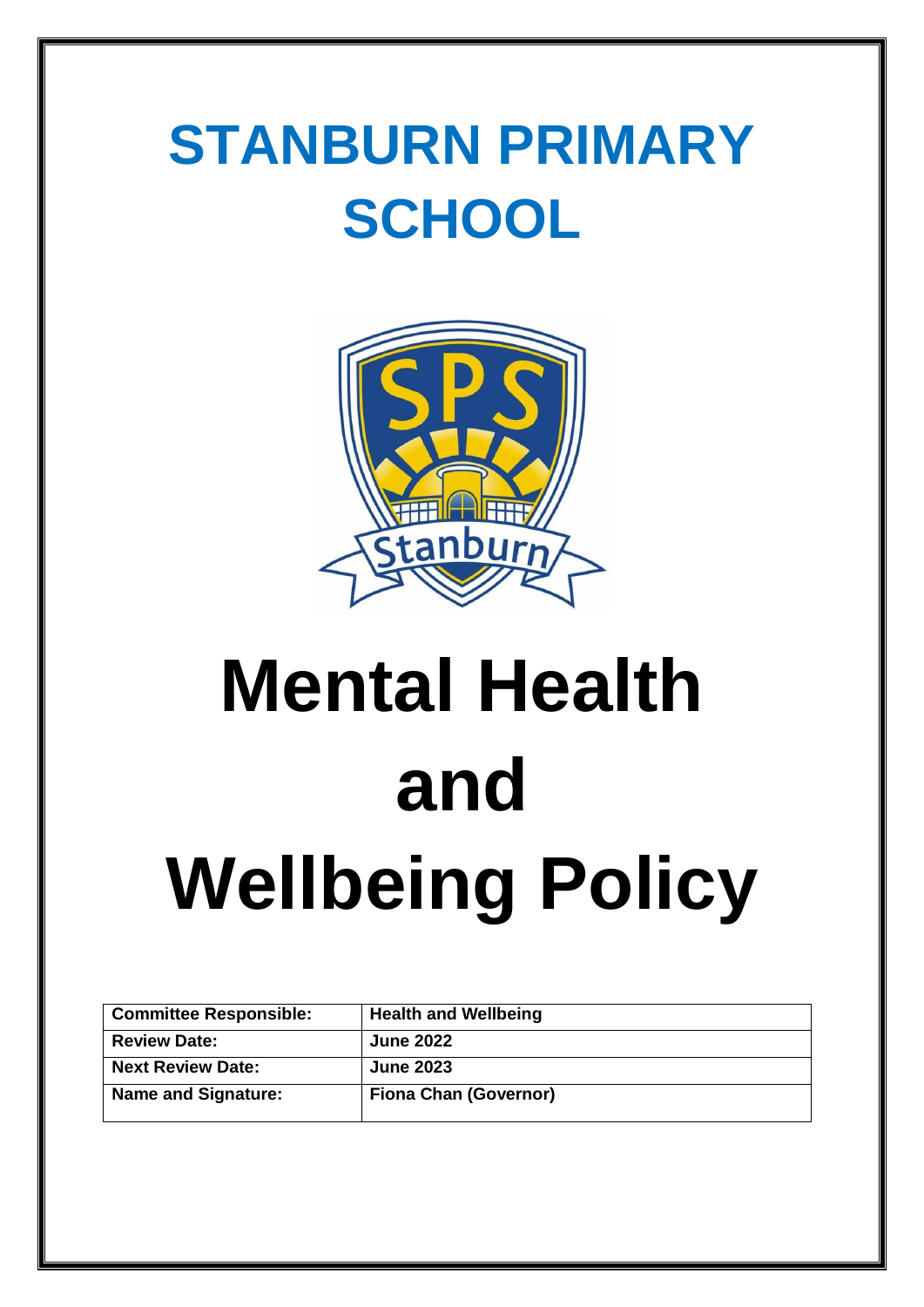# STANBURN PRIMARY SCHOOL

# Mental Health and Wellbeing Policy

| Committee Responsible: | Health and Wellbeing |
|---|---|
| Review Date: | June 2022 |
| Next Review Date: | June 2023 |
| Name and Signature: | Fiona Chan (Governor) |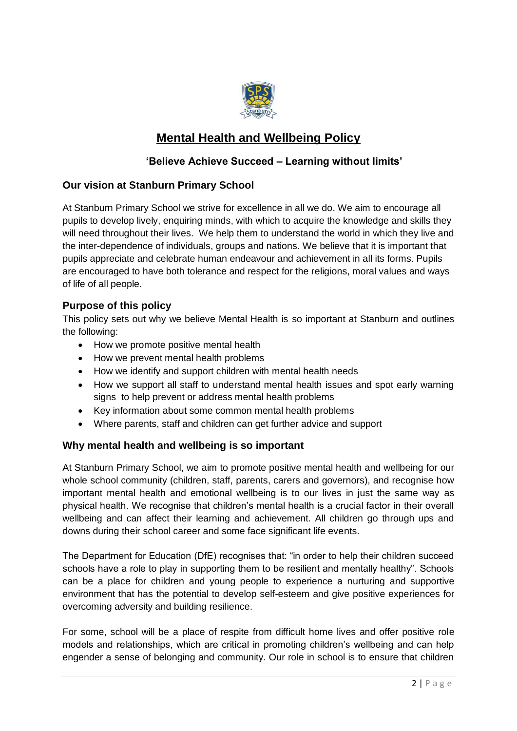# Mental Health and Wellbeing Policy

**'Believe Achieve Succeed – Learning without limits'**

## Our vision at Stanburn Primary School

At Stanburn Primary School we strive for excellence in all we do. We aim to encourage all pupils to develop lively, enquiring minds, with which to acquire the knowledge and skills they will need throughout their lives. We help them to understand the world in which they live and the inter-dependence of individuals, groups and nations. We believe that it is important that pupils appreciate and celebrate human endeavour and achievement in all its forms. Pupils are encouraged to have both tolerance and respect for the religions, moral values and ways of life of all people.

## Purpose of this policy

This policy sets out why we believe Mental Health is so important at Stanburn and outlines the following:

- How we promote positive mental health
- How we prevent mental health problems
- How we identify and support children with mental health needs
- How we support all staff to understand mental health issues and spot early warning signs to help prevent or address mental health problems
- Key information about some common mental health problems
- Where parents, staff and children can get further advice and support

## Why mental health and wellbeing is so important

At Stanburn Primary School, we aim to promote positive mental health and wellbeing for our whole school community (children, staff, parents, carers and governors), and recognise how important mental health and emotional wellbeing is to our lives in just the same way as physical health. We recognise that children's mental health is a crucial factor in their overall wellbeing and can affect their learning and achievement. All children go through ups and downs during their school career and some face significant life events.

The Department for Education (DfE) recognises that: "in order to help their children succeed schools have a role to play in supporting them to be resilient and mentally healthy". Schools can be a place for children and young people to experience a nurturing and supportive environment that has the potential to develop self-esteem and give positive experiences for overcoming adversity and building resilience.

For some, school will be a place of respite from difficult home lives and offer positive role models and relationships, which are critical in promoting children's wellbeing and can help engender a sense of belonging and community. Our role in school is to ensure that children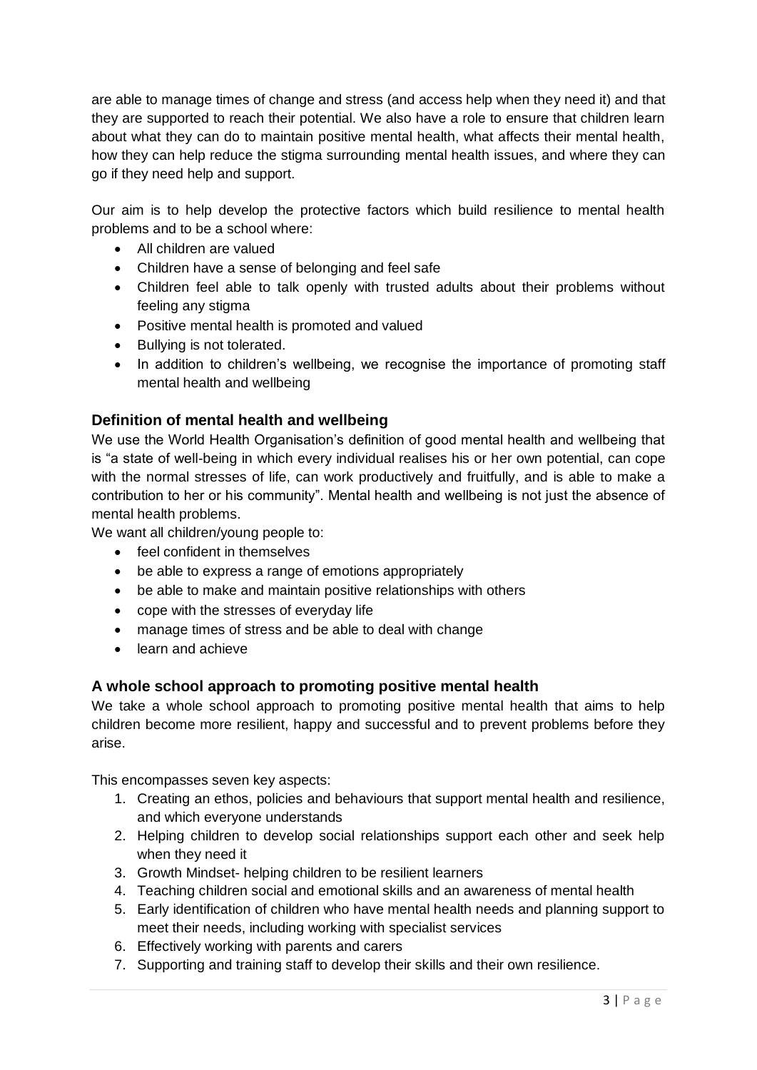are able to manage times of change and stress (and access help when they need it) and that they are supported to reach their potential. We also have a role to ensure that children learn about what they can do to maintain positive mental health, what affects their mental health, how they can help reduce the stigma surrounding mental health issues, and where they can go if they need help and support.

Our aim is to help develop the protective factors which build resilience to mental health problems and to be a school where:

- All children are valued
- Children have a sense of belonging and feel safe
- Children feel able to talk openly with trusted adults about their problems without feeling any stigma
- Positive mental health is promoted and valued
- Bullying is not tolerated.
- In addition to children's wellbeing, we recognise the importance of promoting staff mental health and wellbeing

### Definition of mental health and wellbeing

We use the World Health Organisation's definition of good mental health and wellbeing that is "a state of well-being in which every individual realises his or her own potential, can cope with the normal stresses of life, can work productively and fruitfully, and is able to make a contribution to her or his community". Mental health and wellbeing is not just the absence of mental health problems.

We want all children/young people to:

- feel confident in themselves
- be able to express a range of emotions appropriately
- be able to make and maintain positive relationships with others
- cope with the stresses of everyday life
- manage times of stress and be able to deal with change
- learn and achieve

### A whole school approach to promoting positive mental health

We take a whole school approach to promoting positive mental health that aims to help children become more resilient, happy and successful and to prevent problems before they arise.

This encompasses seven key aspects:

1. Creating an ethos, policies and behaviours that support mental health and resilience, and which everyone understands
2. Helping children to develop social relationships support each other and seek help when they need it
3. Growth Mindset- helping children to be resilient learners
4. Teaching children social and emotional skills and an awareness of mental health
5. Early identification of children who have mental health needs and planning support to meet their needs, including working with specialist services
6. Effectively working with parents and carers
7. Supporting and training staff to develop their skills and their own resilience.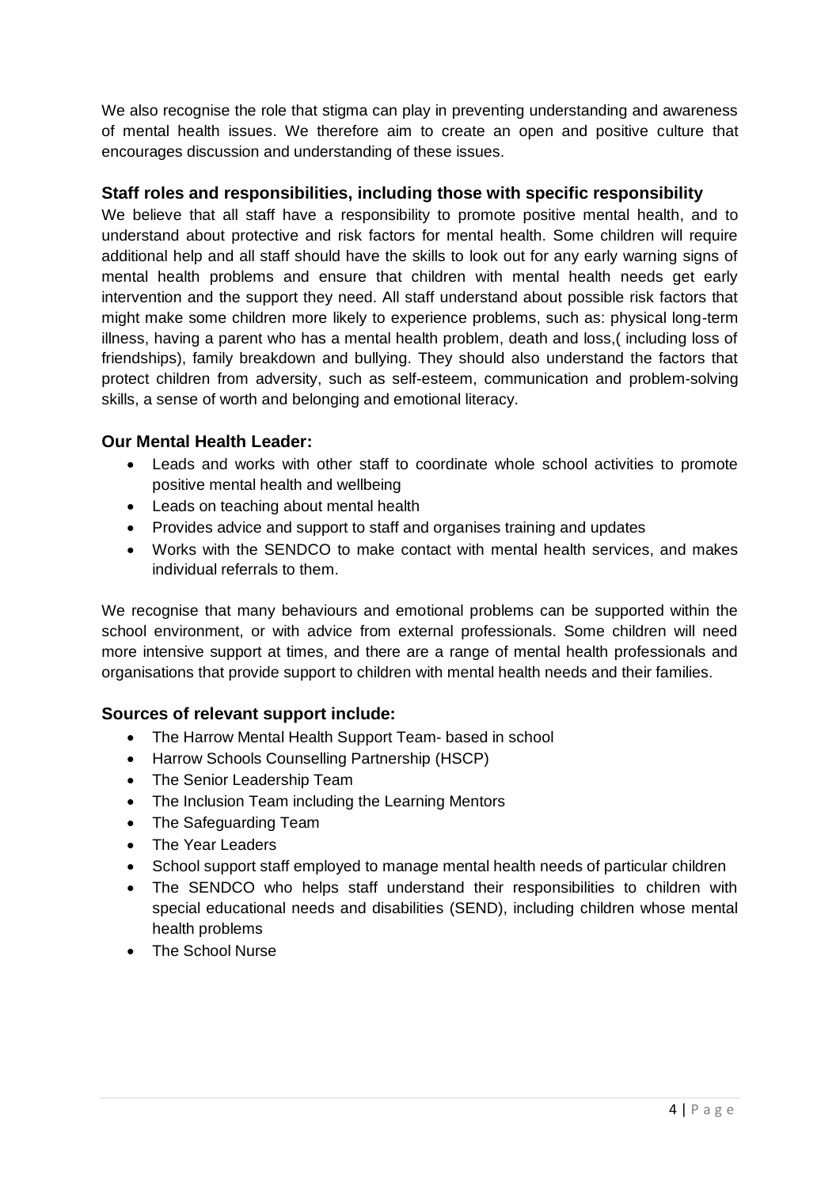We also recognise the role that stigma can play in preventing understanding and awareness of mental health issues. We therefore aim to create an open and positive culture that encourages discussion and understanding of these issues.

### Staff roles and responsibilities, including those with specific responsibility

We believe that all staff have a responsibility to promote positive mental health, and to understand about protective and risk factors for mental health. Some children will require additional help and all staff should have the skills to look out for any early warning signs of mental health problems and ensure that children with mental health needs get early intervention and the support they need. All staff understand about possible risk factors that might make some children more likely to experience problems, such as: physical long-term illness, having a parent who has a mental health problem, death and loss,( including loss of friendships), family breakdown and bullying. They should also understand the factors that protect children from adversity, such as self-esteem, communication and problem-solving skills, a sense of worth and belonging and emotional literacy.

### Our Mental Health Leader:

- Leads and works with other staff to coordinate whole school activities to promote positive mental health and wellbeing
- Leads on teaching about mental health
- Provides advice and support to staff and organises training and updates
- Works with the SENDCO to make contact with mental health services, and makes individual referrals to them.

We recognise that many behaviours and emotional problems can be supported within the school environment, or with advice from external professionals. Some children will need more intensive support at times, and there are a range of mental health professionals and organisations that provide support to children with mental health needs and their families.

### Sources of relevant support include:

- The Harrow Mental Health Support Team- based in school
- Harrow Schools Counselling Partnership (HSCP)
- The Senior Leadership Team
- The Inclusion Team including the Learning Mentors
- The Safeguarding Team
- The Year Leaders
- School support staff employed to manage mental health needs of particular children
- The SENDCO who helps staff understand their responsibilities to children with special educational needs and disabilities (SEND), including children whose mental health problems
- The School Nurse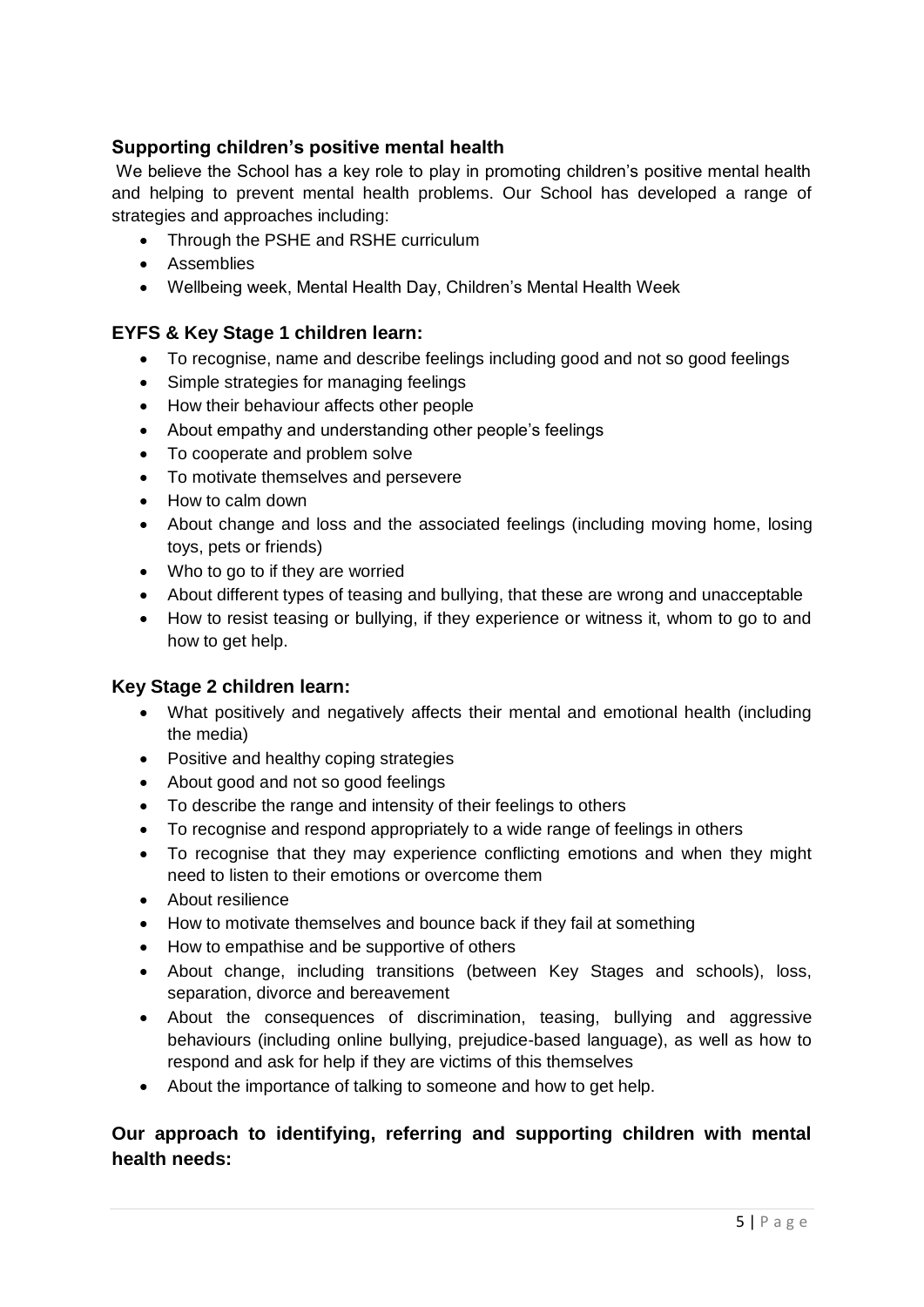### Supporting children's positive mental health

We believe the School has a key role to play in promoting children's positive mental health and helping to prevent mental health problems. Our School has developed a range of strategies and approaches including:

- Through the PSHE and RSHE curriculum
- Assemblies
- Wellbeing week, Mental Health Day, Children's Mental Health Week

### EYFS & Key Stage 1 children learn:

- To recognise, name and describe feelings including good and not so good feelings
- Simple strategies for managing feelings
- How their behaviour affects other people
- About empathy and understanding other people's feelings
- To cooperate and problem solve
- To motivate themselves and persevere
- How to calm down
- About change and loss and the associated feelings (including moving home, losing toys, pets or friends)
- Who to go to if they are worried
- About different types of teasing and bullying, that these are wrong and unacceptable
- How to resist teasing or bullying, if they experience or witness it, whom to go to and how to get help.

### Key Stage 2 children learn:

- What positively and negatively affects their mental and emotional health (including the media)
- Positive and healthy coping strategies
- About good and not so good feelings
- To describe the range and intensity of their feelings to others
- To recognise and respond appropriately to a wide range of feelings in others
- To recognise that they may experience conflicting emotions and when they might need to listen to their emotions or overcome them
- About resilience
- How to motivate themselves and bounce back if they fail at something
- How to empathise and be supportive of others
- About change, including transitions (between Key Stages and schools), loss, separation, divorce and bereavement
- About the consequences of discrimination, teasing, bullying and aggressive behaviours (including online bullying, prejudice-based language), as well as how to respond and ask for help if they are victims of this themselves
- About the importance of talking to someone and how to get help.

### Our approach to identifying, referring and supporting children with mental health needs: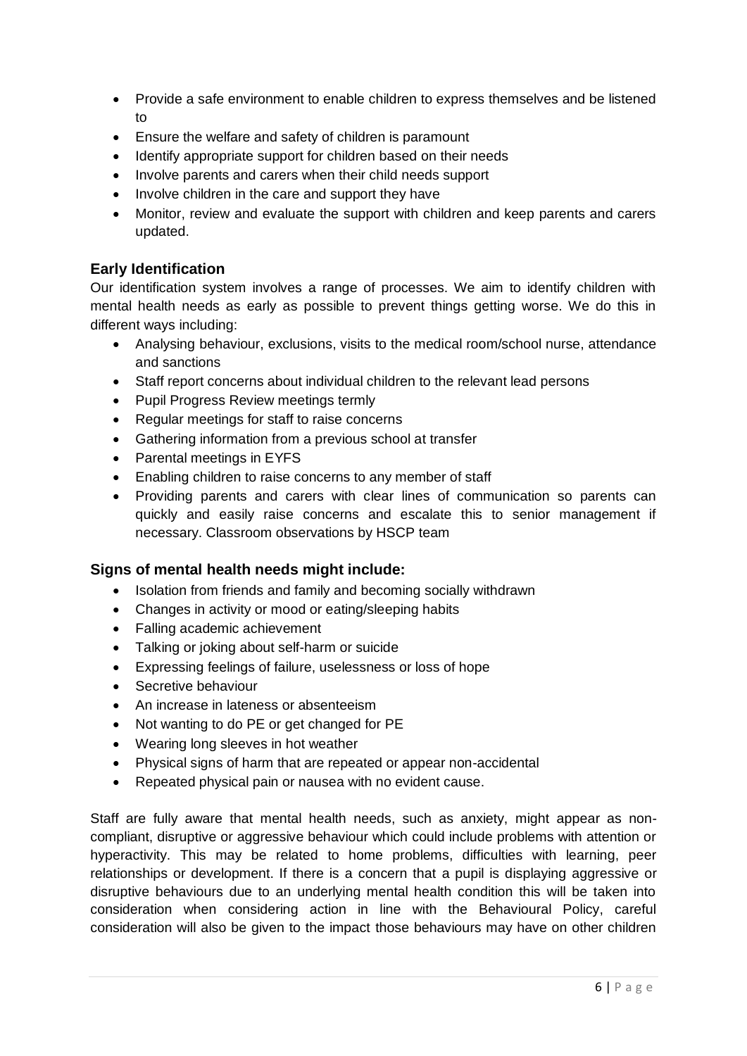- Provide a safe environment to enable children to express themselves and be listened to
- Ensure the welfare and safety of children is paramount
- Identify appropriate support for children based on their needs
- Involve parents and carers when their child needs support
- Involve children in the care and support they have
- Monitor, review and evaluate the support with children and keep parents and carers updated.

## Early Identification

Our identification system involves a range of processes. We aim to identify children with mental health needs as early as possible to prevent things getting worse. We do this in different ways including:

- Analysing behaviour, exclusions, visits to the medical room/school nurse, attendance and sanctions
- Staff report concerns about individual children to the relevant lead persons
- Pupil Progress Review meetings termly
- Regular meetings for staff to raise concerns
- Gathering information from a previous school at transfer
- Parental meetings in EYFS
- Enabling children to raise concerns to any member of staff
- Providing parents and carers with clear lines of communication so parents can quickly and easily raise concerns and escalate this to senior management if necessary. Classroom observations by HSCP team

## Signs of mental health needs might include:

- Isolation from friends and family and becoming socially withdrawn
- Changes in activity or mood or eating/sleeping habits
- Falling academic achievement
- Talking or joking about self-harm or suicide
- Expressing feelings of failure, uselessness or loss of hope
- Secretive behaviour
- An increase in lateness or absenteeism
- Not wanting to do PE or get changed for PE
- Wearing long sleeves in hot weather
- Physical signs of harm that are repeated or appear non-accidental
- Repeated physical pain or nausea with no evident cause.

Staff are fully aware that mental health needs, such as anxiety, might appear as non-compliant, disruptive or aggressive behaviour which could include problems with attention or hyperactivity. This may be related to home problems, difficulties with learning, peer relationships or development. If there is a concern that a pupil is displaying aggressive or disruptive behaviours due to an underlying mental health condition this will be taken into consideration when considering action in line with the Behavioural Policy, careful consideration will also be given to the impact those behaviours may have on other children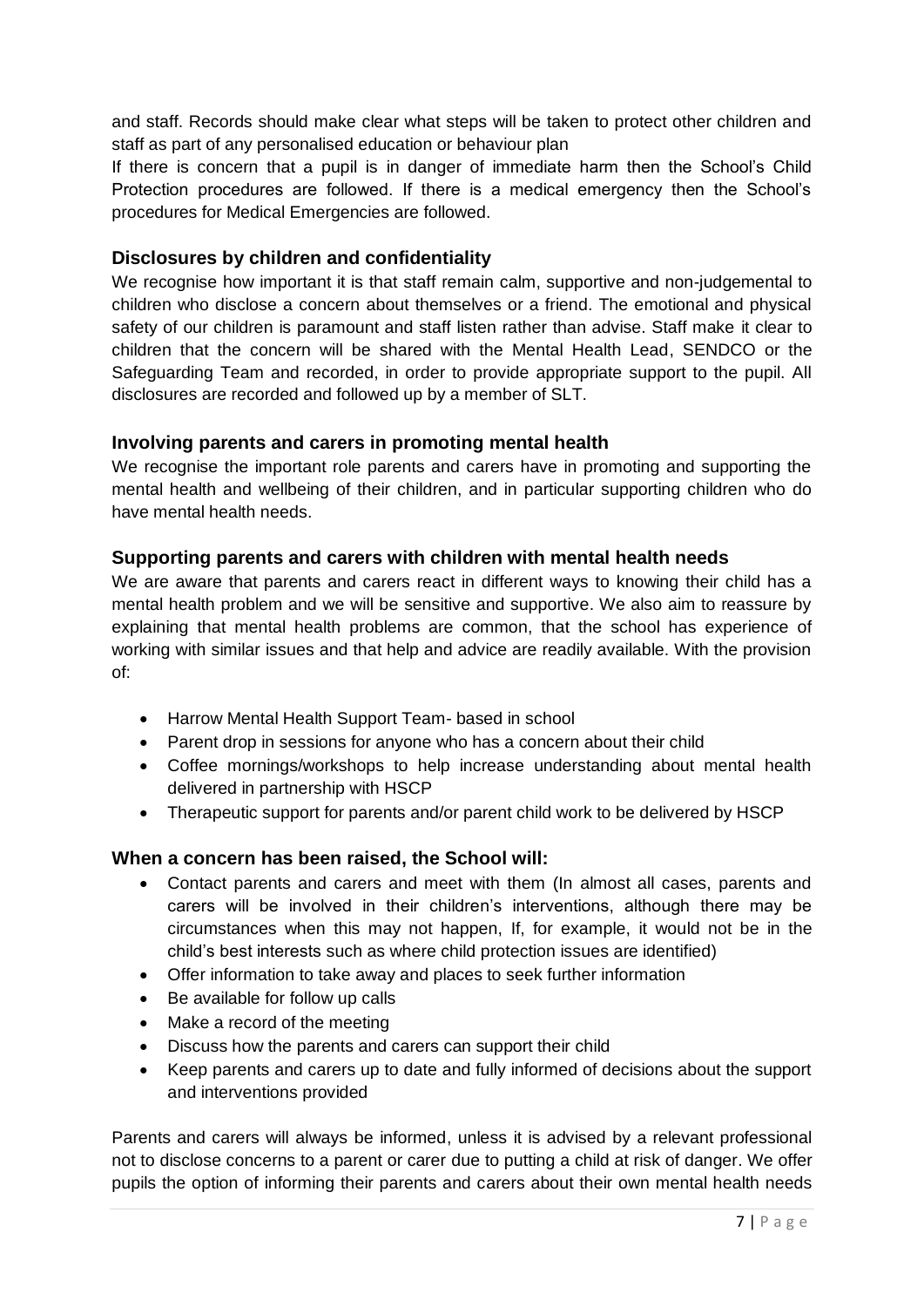and staff. Records should make clear what steps will be taken to protect other children and staff as part of any personalised education or behaviour plan

If there is concern that a pupil is in danger of immediate harm then the School's Child Protection procedures are followed. If there is a medical emergency then the School's procedures for Medical Emergencies are followed.

### Disclosures by children and confidentiality

We recognise how important it is that staff remain calm, supportive and non-judgemental to children who disclose a concern about themselves or a friend. The emotional and physical safety of our children is paramount and staff listen rather than advise. Staff make it clear to children that the concern will be shared with the Mental Health Lead, SENDCO or the Safeguarding Team and recorded, in order to provide appropriate support to the pupil. All disclosures are recorded and followed up by a member of SLT.

### Involving parents and carers in promoting mental health

We recognise the important role parents and carers have in promoting and supporting the mental health and wellbeing of their children, and in particular supporting children who do have mental health needs.

### Supporting parents and carers with children with mental health needs

We are aware that parents and carers react in different ways to knowing their child has a mental health problem and we will be sensitive and supportive. We also aim to reassure by explaining that mental health problems are common, that the school has experience of working with similar issues and that help and advice are readily available. With the provision of:

- Harrow Mental Health Support Team- based in school
- Parent drop in sessions for anyone who has a concern about their child
- Coffee mornings/workshops to help increase understanding about mental health delivered in partnership with HSCP
- Therapeutic support for parents and/or parent child work to be delivered by HSCP

### When a concern has been raised, the School will:

- Contact parents and carers and meet with them (In almost all cases, parents and carers will be involved in their children's interventions, although there may be circumstances when this may not happen, If, for example, it would not be in the child's best interests such as where child protection issues are identified)
- Offer information to take away and places to seek further information
- Be available for follow up calls
- Make a record of the meeting
- Discuss how the parents and carers can support their child
- Keep parents and carers up to date and fully informed of decisions about the support and interventions provided

Parents and carers will always be informed, unless it is advised by a relevant professional not to disclose concerns to a parent or carer due to putting a child at risk of danger. We offer pupils the option of informing their parents and carers about their own mental health needs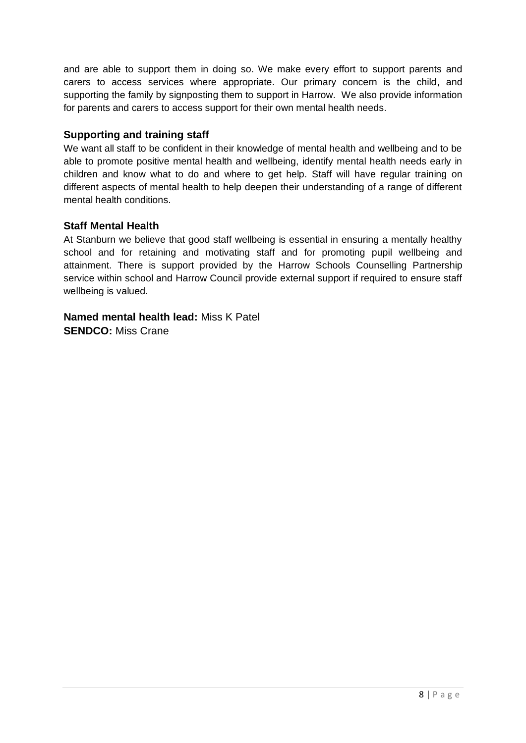and are able to support them in doing so. We make every effort to support parents and carers to access services where appropriate. Our primary concern is the child, and supporting the family by signposting them to support in Harrow. We also provide information for parents and carers to access support for their own mental health needs.

### Supporting and training staff

We want all staff to be confident in their knowledge of mental health and wellbeing and to be able to promote positive mental health and wellbeing, identify mental health needs early in children and know what to do and where to get help. Staff will have regular training on different aspects of mental health to help deepen their understanding of a range of different mental health conditions.

### Staff Mental Health

At Stanburn we believe that good staff wellbeing is essential in ensuring a mentally healthy school and for retaining and motivating staff and for promoting pupil wellbeing and attainment. There is support provided by the Harrow Schools Counselling Partnership service within school and Harrow Council provide external support if required to ensure staff wellbeing is valued.

**Named mental health lead:** Miss K Patel
**SENDCO:** Miss Crane